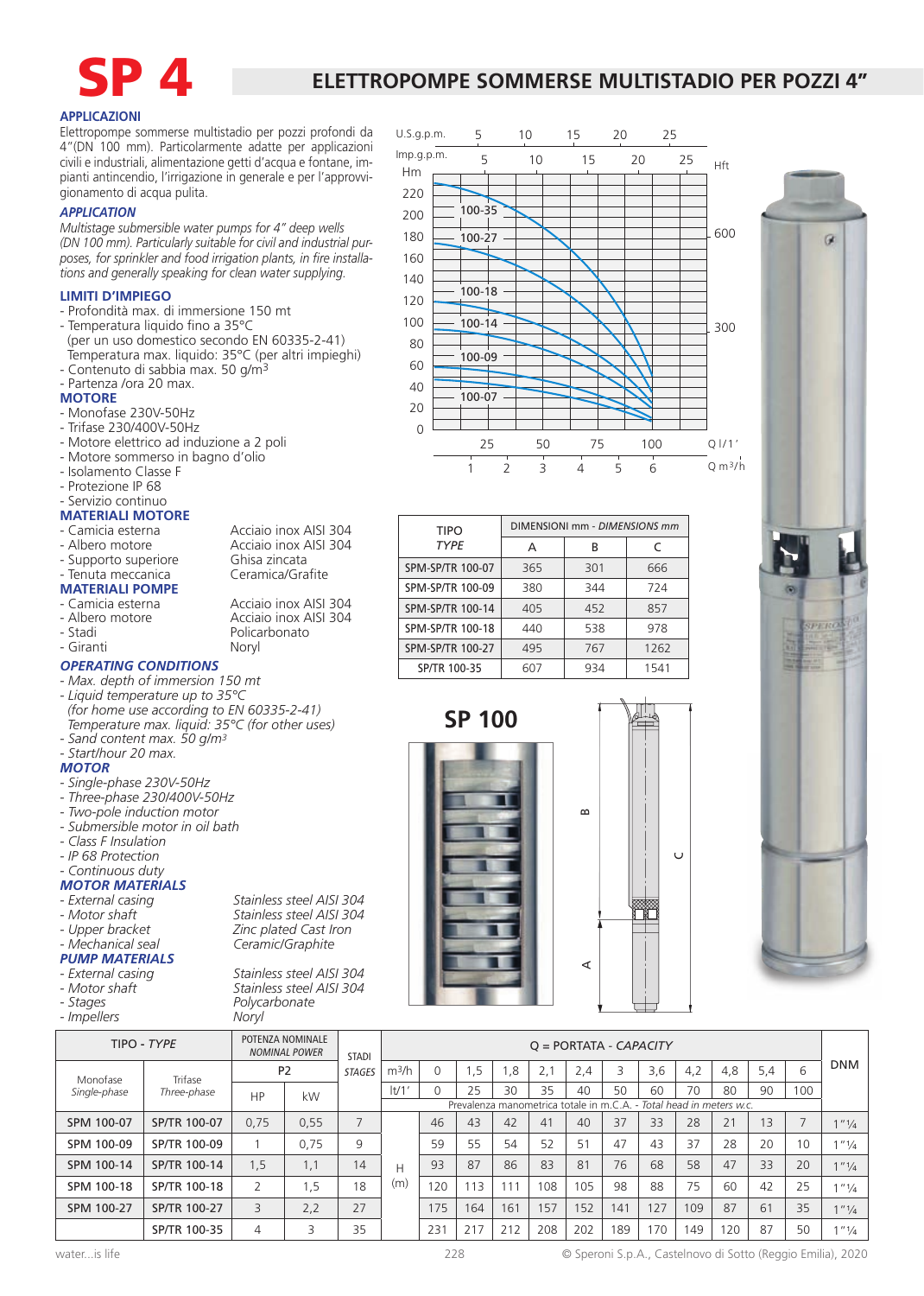# SP 4

## ELETTROPOMPE SOMMERSE MULTISTADIO PER POZZI 4"

### APPLICAZIONI

Elettropompe sommerse multistadio per pozzi profondi da 4"(DN 100 mm). Particolarmente adatte per applicazioni civili e industriali, alimentazione getti d'acqua e fontane, impianti antincendio, l'irrigazione in generale e per l'approvvigionamento di acqua pulita.

### *APPLICATION*

*Multistage submersible water pumps for 4" deep wells (DN 100 mm). Particularly suitable for civil and industrial purposes, for sprinkler and food irrigation plants, in fire installations and generally speaking for clean water supplying.*

### LIMITI D'IMPIEGO

- Profondità max. di immersione 150 mt
- Temperatura liquido fino a 35°C
  (per un uso domestico secondo EN 60335-2-41)
  Temperatura max. liquido: 35°C (per altri impieghi)
- Contenuto di sabbia max. 50 g/m³
- Partenza /ora 20 max.

### MOTORE

- Monofase 230V-50Hz
- Trifase 230/400V-50Hz
- Motore elettrico ad induzione a 2 poli
- Motore sommerso in bagno d'olio
- Isolamento Classe F
- Protezione IP 68
- Servizio continuo

### MATERIALI MOTORE

| | |
|---|---|
| - Camicia esterna | Acciaio inox AISI 304 |
| - Albero motore | Acciaio inox AISI 304 |
| - Supporto superiore | Ghisa zincata |
| - Tenuta meccanica | Ceramica/Grafite |

### MATERIALI POMPE

| | |
|---|---|
| - Camicia esterna | Acciaio inox AISI 304 |
| - Albero motore | Acciaio inox AISI 304 |
| - Stadi | Policarbonato |
| - Giranti | Noryl |

### *OPERATING CONDITIONS*

- *Max. depth of immersion 150 mt*
- *Liquid temperature up to 35°C*
  *(for home use according to EN 60335-2-41)*
  *Temperature max. liquid: 35°C (for other uses)*
- *Sand content max. 50 g/m³*
- *Start/hour 20 max.*

### *MOTOR*

- *Single-phase 230V-50Hz*
- *Three-phase 230/400V-50Hz*
- *Two-pole induction motor*
- *Submersible motor in oil bath*
- *Class F Insulation*
- *IP 68 Protection*
- *Continuous duty*

### *MOTOR MATERIALS*

| | |
|---|---|
| - *External casing* | *Stainless steel AISI 304* |
| - *Motor shaft* | *Stainless steel AISI 304* |
| - *Upper bracket* | *Zinc plated Cast Iron* |
| - *Mechanical seal* | *Ceramic/Graphite* |

### *PUMP MATERIALS*

| | |
|---|---|
| - *External casing* | *Stainless steel AISI 304* |
| - *Motor shaft* | *Stainless steel AISI 304* |
| - *Stages* | *Polycarbonate* |
| - *Impellers* | *Noryl* |

| TIPO *TYPE* | DIMENSIONI mm - *DIMENSIONS mm* A | B | C |
|---|---|---|---|
| SPM-SP/TR 100-07 | 365 | 301 | 666 |
| SPM-SP/TR 100-09 | 380 | 344 | 724 |
| SPM-SP/TR 100-14 | 405 | 452 | 857 |
| SPM-SP/TR 100-18 | 440 | 538 | 978 |
| SPM-SP/TR 100-27 | 495 | 767 | 1262 |
| SP/TR 100-35 | 607 | 934 | 1541 |

## SP 100

| TIPO - *TYPE* | | POTENZA NOMINALE *NOMINAL POWER* P2 | | STADI *STAGES* | | Q = PORTATA - *CAPACITY* | | | | | | | | | | | | DNM |
|---|---|---|---|---|---|---|---|---|---|---|---|---|---|---|---|---|---|---|
| Monofase *Single-phase* | Trifase *Three-phase* | HP | kW | | m³/h | 0 | 1,5 | 1,8 | 2,1 | 2,4 | 3 | 3,6 | 4,2 | 4,8 | 5,4 | 6 | | |
| | | | | | lt/1' | 0 | 25 | 30 | 35 | 40 | 50 | 60 | 70 | 80 | 90 | 100 | | |
| | | | | | | Prevalenza manometrica totale in m.C.A. - *Total head in meters w.c.* | | | | | | | | | | | | |
| SPM 100-07 | SP/TR 100-07 | 0,75 | 0,55 | 7 | H (m) | 46 | 43 | 42 | 41 | 40 | 37 | 33 | 28 | 21 | 13 | 7 | | 1"¼ |
| SPM 100-09 | SP/TR 100-09 | 1 | 0,75 | 9 | | 59 | 55 | 54 | 52 | 51 | 47 | 43 | 37 | 28 | 20 | 10 | | 1"¼ |
| SPM 100-14 | SP/TR 100-14 | 1,5 | 1,1 | 14 | | 93 | 87 | 86 | 83 | 81 | 76 | 68 | 58 | 47 | 33 | 20 | | 1"¼ |
| SPM 100-18 | SP/TR 100-18 | 2 | 1,5 | 18 | | 120 | 113 | 111 | 108 | 105 | 98 | 88 | 75 | 60 | 42 | 25 | | 1"¼ |
| SPM 100-27 | SP/TR 100-27 | 3 | 2,2 | 27 | | 175 | 164 | 161 | 157 | 152 | 141 | 127 | 109 | 87 | 61 | 35 | | 1"¼ |
| | SP/TR 100-35 | 4 | 3 | 35 | | 231 | 217 | 212 | 208 | 202 | 189 | 170 | 149 | 120 | 87 | 50 | | 1"¼ |

water...is life

© Speroni S.p.A., Castelnovo di Sotto (Reggio Emilia), 2020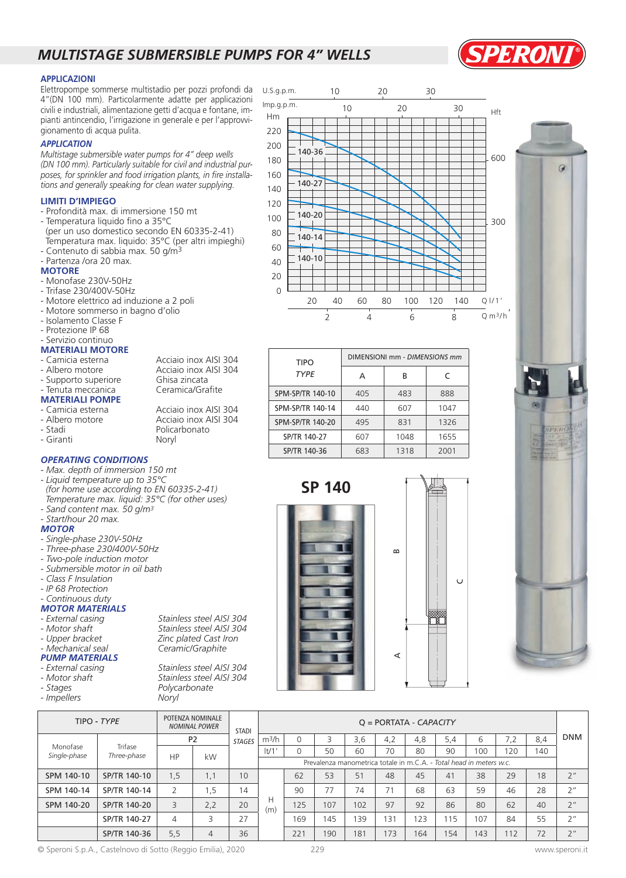# MULTISTAGE SUBMERSIBLE PUMPS FOR 4" WELLS

SPERONI

### APPLICAZIONI

Elettropompe sommerse multistadio per pozzi profondi da 4"(DN 100 mm). Particolarmente adatte per applicazioni civili e industriali, alimentazione getti d'acqua e fontane, impianti antincendio, l'irrigazione in generale e per l'approvvigionamento di acqua pulita.

### *APPLICATION*

*Multistage submersible water pumps for 4" deep wells (DN 100 mm). Particularly suitable for civil and industrial purposes, for sprinkler and food irrigation plants, in fire installations and generally speaking for clean water supplying.*

### LIMITI D'IMPIEGO

- Profondità max. di immersione 150 mt
- Temperatura liquido fino a 35°C
  (per un uso domestico secondo EN 60335-2-41)
  Temperatura max. liquido: 35°C (per altri impieghi)
- Contenuto di sabbia max. 50 g/m$^3$
- Partenza /ora 20 max.

### MOTORE

- Monofase 230V-50Hz
- Trifase 230/400V-50Hz
- Motore elettrico ad induzione a 2 poli
- Motore sommerso in bagno d'olio
- Isolamento Classe F
- Protezione IP 68
- Servizio continuo

### MATERIALI MOTORE

- Camicia esterna — Acciaio inox AISI 304
- Albero motore — Acciaio inox AISI 304
- Supporto superiore — Ghisa zincata
- Tenuta meccanica — Ceramica/Grafite

### MATERIALI POMPE

- Camicia esterna — Acciaio inox AISI 304
- Albero motore — Acciaio inox AISI 304
- Stadi — Policarbonato
- Giranti — Noryl

### *OPERATING CONDITIONS*

- *Max. depth of immersion 150 mt*
- *Liquid temperature up to 35°C*
  *(for home use according to EN 60335-2-41)*
  *Temperature max. liquid: 35°C (for other uses)*
- *Sand content max. 50 g/m$^3$*
- *Start/hour 20 max.*

### *MOTOR*

- *Single-phase 230V-50Hz*
- *Three-phase 230/400V-50Hz*
- *Two-pole induction motor*
- *Submersible motor in oil bath*
- *Class F Insulation*
- *IP 68 Protection*
- *Continuous duty*

### *MOTOR MATERIALS*

- *External casing* — *Stainless steel AISI 304*
- *Motor shaft* — *Stainless steel AISI 304*
- *Upper bracket* — *Zinc plated Cast Iron*
- *Mechanical seal* — *Ceramic/Graphite*

### *PUMP MATERIALS*

- *External casing* — *Stainless steel AISI 304*
- *Motor shaft* — *Stainless steel AISI 304*
- *Stages* — *Polycarbonate*
- *Impellers* — *Noryl*

U.S.g.p.m. 10 20 30
Imp.g.p.m. 10 20 30
Hm 220 200 180 160 140 120 100 80 60 40 20 0
Hft 600 300
140-36
140-27
140-20
140-14
140-10
Q l/1' 20 40 60 80 100 120 140
Q m³/h 2 4 6 8

| TIPO *TYPE* | DIMENSIONI mm - *DIMENSIONS mm* | | |
|---|---|---|---|
| | A | B | C |
| SPM-SP/TR 140-10 | 405 | 483 | 888 |
| SPM-SP/TR 140-14 | 440 | 607 | 1047 |
| SPM-SP/TR 140-20 | 495 | 831 | 1326 |
| SP/TR 140-27 | 607 | 1048 | 1655 |
| SP/TR 140-36 | 683 | 1318 | 2001 |

## SP 140

B
C
A

| TIPO - *TYPE* | | POTENZA NOMINALE *NOMINAL POWER* P2 | | STADI *STAGES* | | Q = PORTATA - *CAPACITY* | | | | | | | | | DNM |
|---|---|---|---|---|---|---|---|---|---|---|---|---|---|---|---|
| Monofase *Single-phase* | Trifase *Three-phase* | HP | kW | | m³/h | 0 | 3 | 3,6 | 4,2 | 4,8 | 5,4 | 6 | 7,2 | 8,4 | |
| | | | | | lt/1' | 0 | 50 | 60 | 70 | 80 | 90 | 100 | 120 | 140 | |
| | | | | | | Prevalenza manometrica totale in m.C.A. - *Total head in meters w.c.* | | | | | | | | | |
| SPM 140-10 | SP/TR 140-10 | 1,5 | 1,1 | 10 | H (m) | 62 | 53 | 51 | 48 | 45 | 41 | 38 | 29 | 18 | 2" |
| SPM 140-14 | SP/TR 140-14 | 2 | 1,5 | 14 | | 90 | 77 | 74 | 71 | 68 | 63 | 59 | 46 | 28 | 2" |
| SPM 140-20 | SP/TR 140-20 | 3 | 2,2 | 20 | | 125 | 107 | 102 | 97 | 92 | 86 | 80 | 62 | 40 | 2" |
| | SP/TR 140-27 | 4 | 3 | 27 | | 169 | 145 | 139 | 131 | 123 | 115 | 107 | 84 | 55 | 2" |
| | SP/TR 140-36 | 5,5 | 4 | 36 | | 221 | 190 | 181 | 173 | 164 | 154 | 143 | 112 | 72 | 2" |

© Speroni S.p.A., Castelnovo di Sotto (Reggio Emilia), 2020 — www.speroni.it